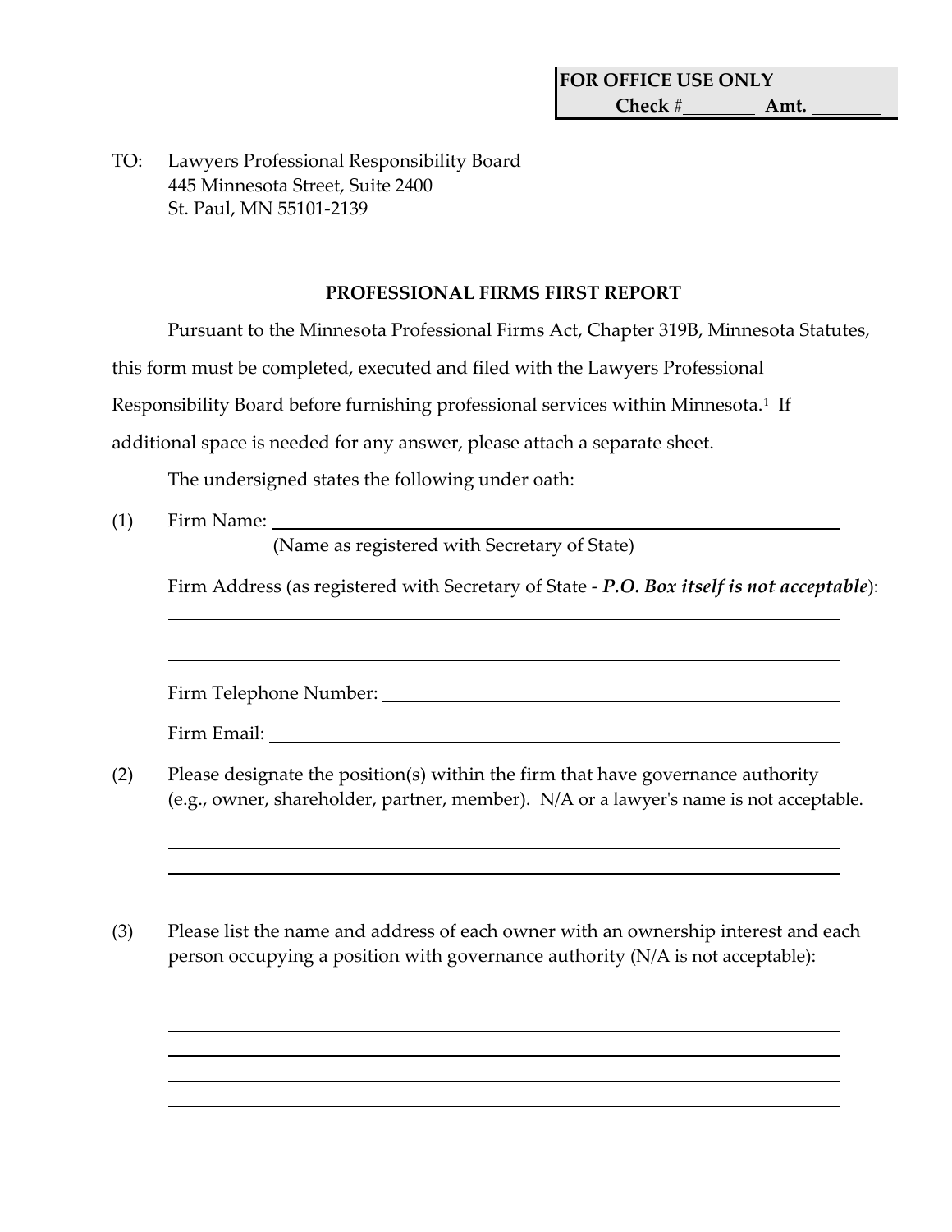**FOR OFFICE USE ONLY**
**Check #\_\_\_\_\_\_\_\_ Amt. \_\_\_\_\_\_\_\_**

TO: Lawyers Professional Responsibility Board
445 Minnesota Street, Suite 2400
St. Paul, MN 55101-2139

## PROFESSIONAL FIRMS FIRST REPORT

Pursuant to the Minnesota Professional Firms Act, Chapter 319B, Minnesota Statutes, this form must be completed, executed and filed with the Lawyers Professional Responsibility Board before furnishing professional services within Minnesota.[1] If additional space is needed for any answer, please attach a separate sheet.

The undersigned states the following under oath:

(1) Firm Name: \_\_\_\_\_\_\_\_\_\_\_\_\_\_\_\_\_\_\_\_\_\_\_\_\_\_\_\_\_\_\_\_\_\_\_\_\_\_\_\_\_\_\_\_\_\_\_\_\_\_
(Name as registered with Secretary of State)

Firm Address (as registered with Secretary of State - ***P.O. Box itself is not acceptable***):

\_\_\_\_\_\_\_\_\_\_\_\_\_\_\_\_\_\_\_\_\_\_\_\_\_\_\_\_\_\_\_\_\_\_\_\_\_\_\_\_\_\_\_\_\_\_\_\_\_\_\_\_\_\_\_\_\_\_\_\_\_\_

\_\_\_\_\_\_\_\_\_\_\_\_\_\_\_\_\_\_\_\_\_\_\_\_\_\_\_\_\_\_\_\_\_\_\_\_\_\_\_\_\_\_\_\_\_\_\_\_\_\_\_\_\_\_\_\_\_\_\_\_\_\_

Firm Telephone Number: \_\_\_\_\_\_\_\_\_\_\_\_\_\_\_\_\_\_\_\_\_\_\_\_\_\_\_\_\_\_\_\_\_\_\_\_\_\_\_\_

Firm Email: \_\_\_\_\_\_\_\_\_\_\_\_\_\_\_\_\_\_\_\_\_\_\_\_\_\_\_\_\_\_\_\_\_\_\_\_\_\_\_\_\_\_\_\_\_\_\_\_\_\_\_

(2) Please designate the position(s) within the firm that have governance authority (e.g., owner, shareholder, partner, member). N/A or a lawyer's name is not acceptable.

\_\_\_\_\_\_\_\_\_\_\_\_\_\_\_\_\_\_\_\_\_\_\_\_\_\_\_\_\_\_\_\_\_\_\_\_\_\_\_\_\_\_\_\_\_\_\_\_\_\_\_\_\_\_\_\_\_\_\_\_\_\_

\_\_\_\_\_\_\_\_\_\_\_\_\_\_\_\_\_\_\_\_\_\_\_\_\_\_\_\_\_\_\_\_\_\_\_\_\_\_\_\_\_\_\_\_\_\_\_\_\_\_\_\_\_\_\_\_\_\_\_\_\_\_

\_\_\_\_\_\_\_\_\_\_\_\_\_\_\_\_\_\_\_\_\_\_\_\_\_\_\_\_\_\_\_\_\_\_\_\_\_\_\_\_\_\_\_\_\_\_\_\_\_\_\_\_\_\_\_\_\_\_\_\_\_\_

(3) Please list the name and address of each owner with an ownership interest and each person occupying a position with governance authority (N/A is not acceptable):

\_\_\_\_\_\_\_\_\_\_\_\_\_\_\_\_\_\_\_\_\_\_\_\_\_\_\_\_\_\_\_\_\_\_\_\_\_\_\_\_\_\_\_\_\_\_\_\_\_\_\_\_\_\_\_\_\_\_\_\_\_\_

\_\_\_\_\_\_\_\_\_\_\_\_\_\_\_\_\_\_\_\_\_\_\_\_\_\_\_\_\_\_\_\_\_\_\_\_\_\_\_\_\_\_\_\_\_\_\_\_\_\_\_\_\_\_\_\_\_\_\_\_\_\_

\_\_\_\_\_\_\_\_\_\_\_\_\_\_\_\_\_\_\_\_\_\_\_\_\_\_\_\_\_\_\_\_\_\_\_\_\_\_\_\_\_\_\_\_\_\_\_\_\_\_\_\_\_\_\_\_\_\_\_\_\_\_

\_\_\_\_\_\_\_\_\_\_\_\_\_\_\_\_\_\_\_\_\_\_\_\_\_\_\_\_\_\_\_\_\_\_\_\_\_\_\_\_\_\_\_\_\_\_\_\_\_\_\_\_\_\_\_\_\_\_\_\_\_\_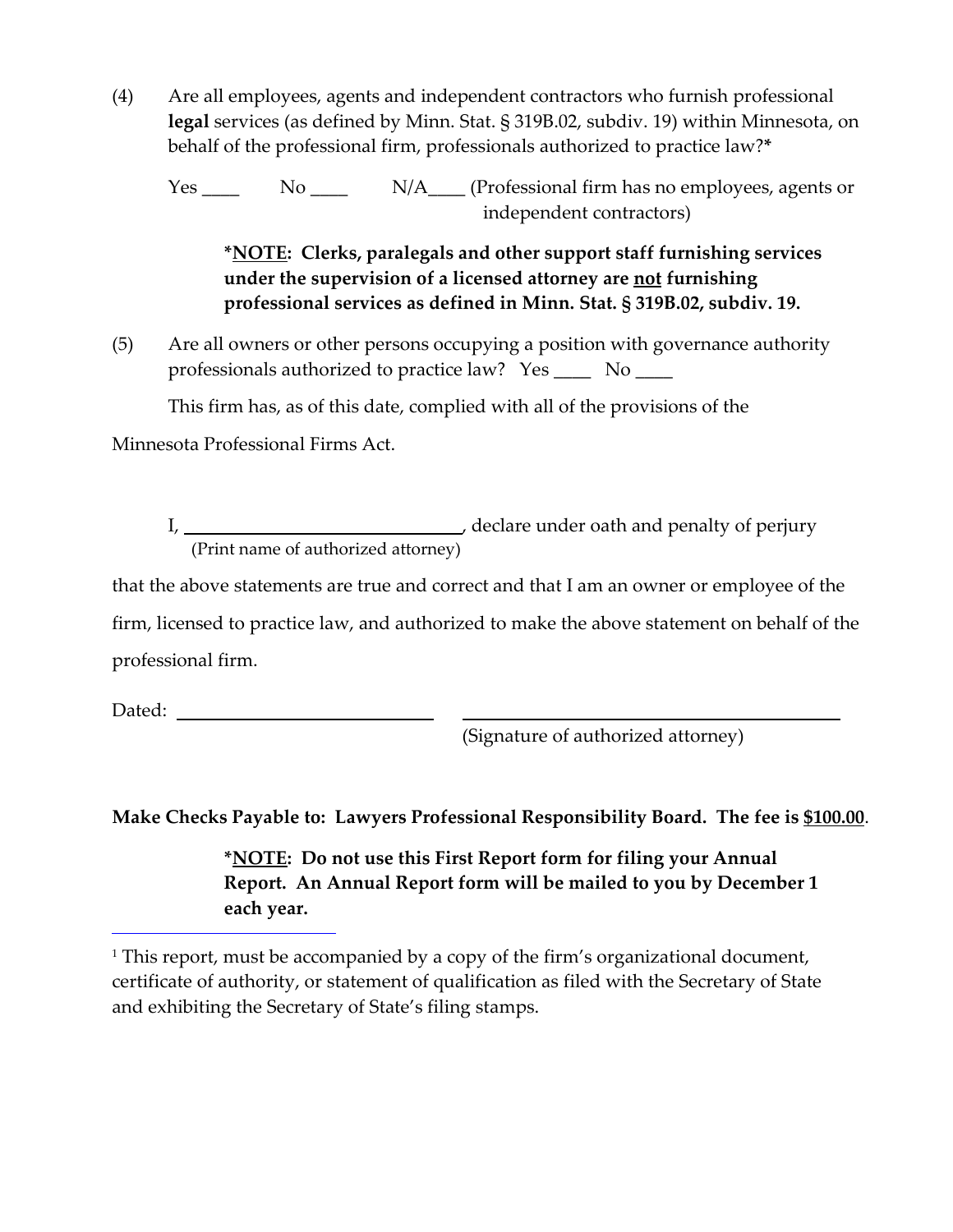(4) Are all employees, agents and independent contractors who furnish professional **legal** services (as defined by Minn. Stat. § 319B.02, subdiv. 19) within Minnesota, on behalf of the professional firm, professionals authorized to practice law?**\***

Yes ____ No ____ N/A____ (Professional firm has no employees, agents or independent contractors)

> **\*NOTE: Clerks, paralegals and other support staff furnishing services under the supervision of a licensed attorney are not furnishing professional services as defined in Minn. Stat. § 319B.02, subdiv. 19.**

(5) Are all owners or other persons occupying a position with governance authority professionals authorized to practice law? Yes ____ No ____

This firm has, as of this date, complied with all of the provisions of the Minnesota Professional Firms Act.

I, ______________________________, declare under oath and penalty of perjury
(Print name of authorized attorney)

that the above statements are true and correct and that I am an owner or employee of the firm, licensed to practice law, and authorized to make the above statement on behalf of the professional firm.

Dated: ______________________________ ________________________________________
(Signature of authorized attorney)

**Make Checks Payable to: Lawyers Professional Responsibility Board. The fee is $100.00**.

> **\*NOTE: Do not use this First Report form for filing your Annual Report. An Annual Report form will be mailed to you by December 1 each year.**

---

[1] This report, must be accompanied by a copy of the firm's organizational document, certificate of authority, or statement of qualification as filed with the Secretary of State and exhibiting the Secretary of State's filing stamps.